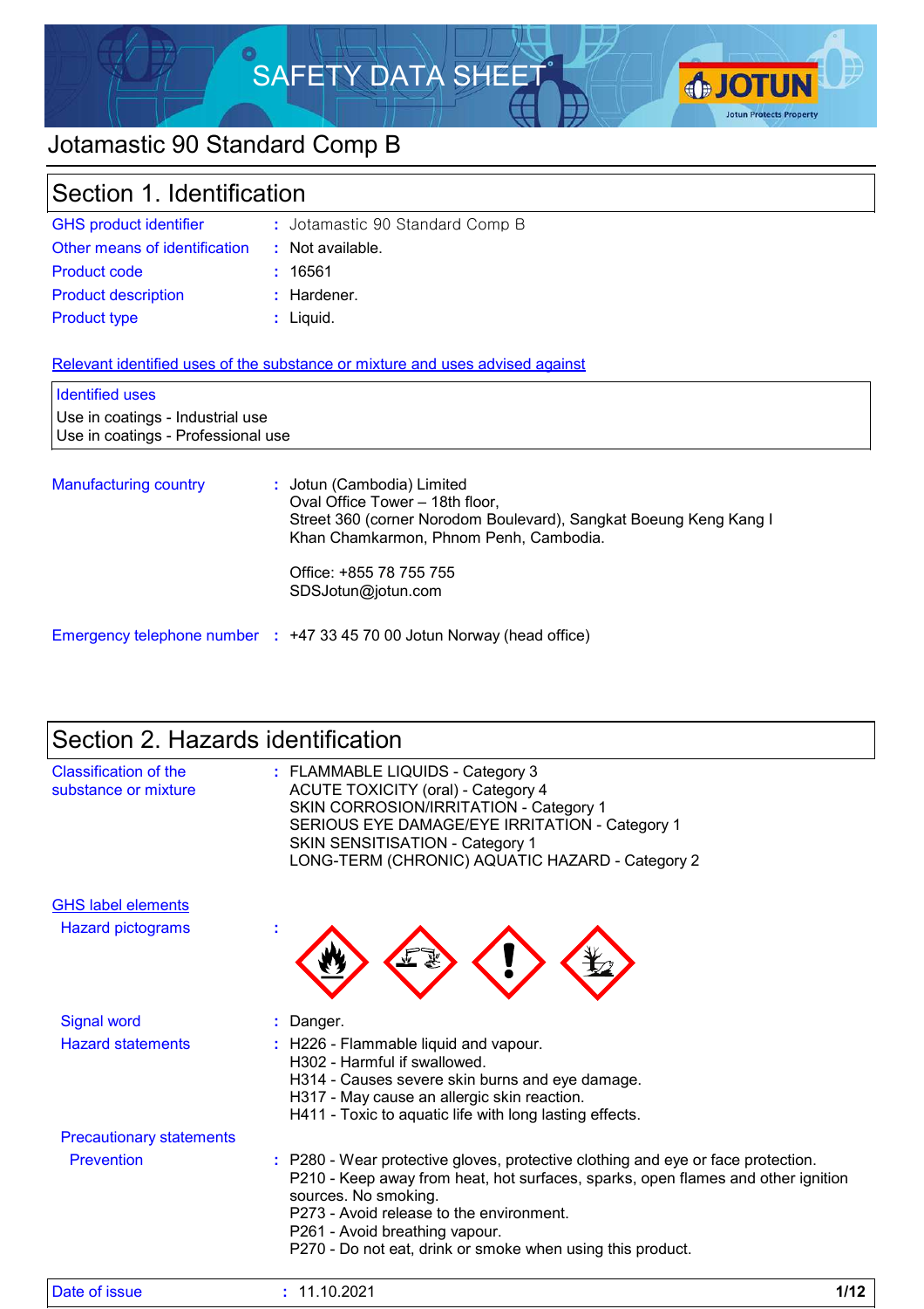# SAFETY DATA SHEET

# Jotamastic 90 Standard Comp B

## Section 1. Identification

| | | |
|---|---|---|
| GHS product identifier | : | Jotamastic 90 Standard Comp B |
| Other means of identification | : | Not available. |
| Product code | : | 16561 |
| Product description | : | Hardener. |
| Product type | : | Liquid. |

**Relevant identified uses of the substance or mixture and uses advised against**

**Identified uses**

Use in coatings - Industrial use
Use in coatings - Professional use

**Manufacturing country** : Jotun (Cambodia) Limited
Oval Office Tower – 18th floor,
Street 360 (corner Norodom Boulevard), Sangkat Boeung Keng Kang I
Khan Chamkarmon, Phnom Penh, Cambodia.

Office: +855 78 755 755
SDSJotun@jotun.com

**Emergency telephone number** : +47 33 45 70 00 Jotun Norway (head office)

## Section 2. Hazards identification

**Classification of the substance or mixture** : FLAMMABLE LIQUIDS - Category 3
ACUTE TOXICITY (oral) - Category 4
SKIN CORROSION/IRRITATION - Category 1
SERIOUS EYE DAMAGE/EYE IRRITATION - Category 1
SKIN SENSITISATION - Category 1
LONG-TERM (CHRONIC) AQUATIC HAZARD - Category 2

**GHS label elements**

**Hazard pictograms** :

**Signal word** : Danger.

**Hazard statements** : H226 - Flammable liquid and vapour.
H302 - Harmful if swallowed.
H314 - Causes severe skin burns and eye damage.
H317 - May cause an allergic skin reaction.
H411 - Toxic to aquatic life with long lasting effects.

**Precautionary statements**

**Prevention** : P280 - Wear protective gloves, protective clothing and eye or face protection.
P210 - Keep away from heat, hot surfaces, sparks, open flames and other ignition sources. No smoking.
P273 - Avoid release to the environment.
P261 - Avoid breathing vapour.
P270 - Do not eat, drink or smoke when using this product.

**Date of issue** : 11.10.2021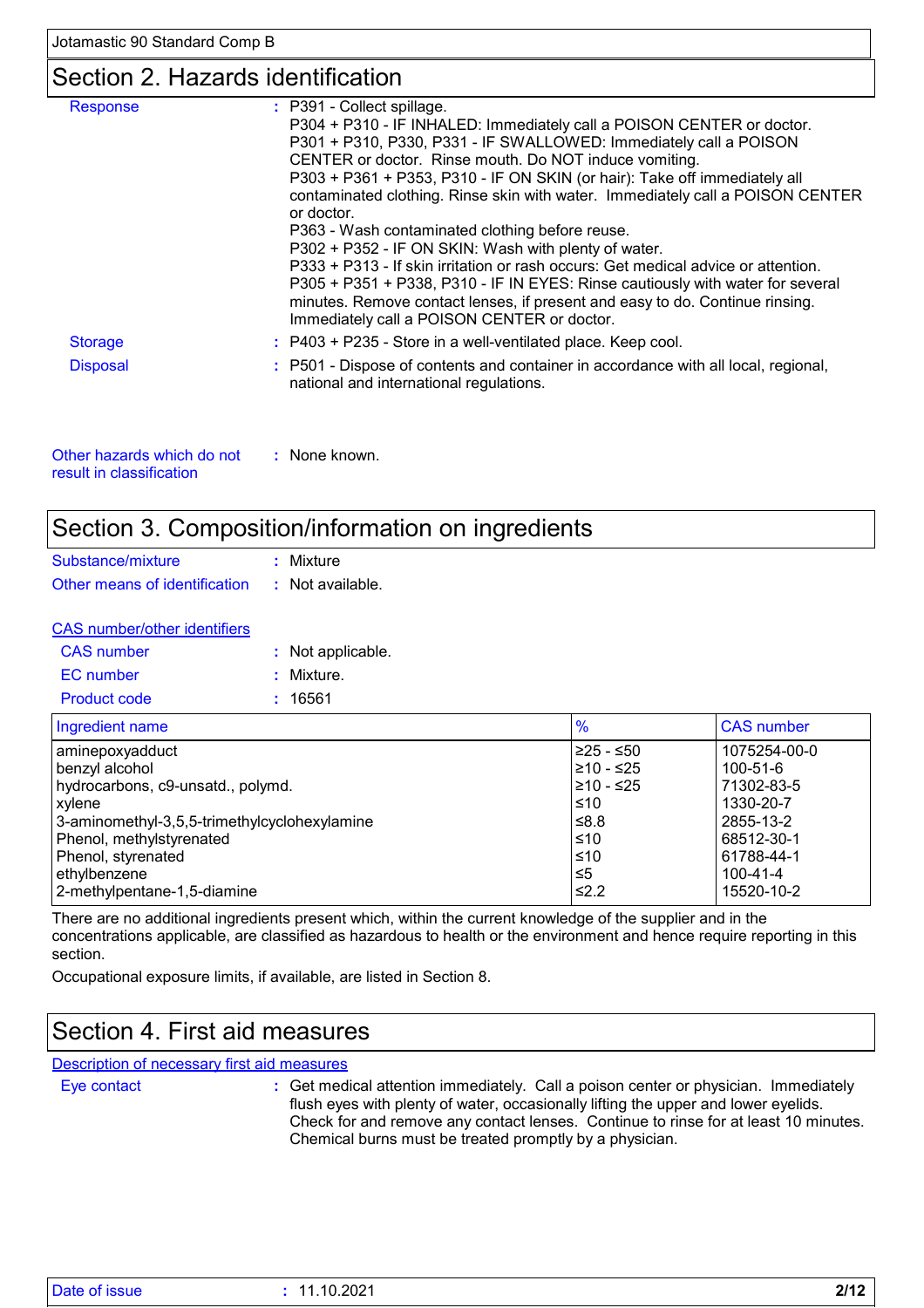## Section 2. Hazards identification

**Response** : P391 - Collect spillage.
P304 + P310 - IF INHALED: Immediately call a POISON CENTER or doctor.
P301 + P310, P330, P331 - IF SWALLOWED: Immediately call a POISON CENTER or doctor. Rinse mouth. Do NOT induce vomiting.
P303 + P361 + P353, P310 - IF ON SKIN (or hair): Take off immediately all contaminated clothing. Rinse skin with water. Immediately call a POISON CENTER or doctor.
P363 - Wash contaminated clothing before reuse.
P302 + P352 - IF ON SKIN: Wash with plenty of water.
P333 + P313 - If skin irritation or rash occurs: Get medical advice or attention.
P305 + P351 + P338, P310 - IF IN EYES: Rinse cautiously with water for several minutes. Remove contact lenses, if present and easy to do. Continue rinsing. Immediately call a POISON CENTER or doctor.

**Storage** : P403 + P235 - Store in a well-ventilated place. Keep cool.

**Disposal** : P501 - Dispose of contents and container in accordance with all local, regional, national and international regulations.

**Other hazards which do not result in classification** : None known.

## Section 3. Composition/information on ingredients

**Substance/mixture** : Mixture

**Other means of identification** : Not available.

**CAS number/other identifiers**

**CAS number** : Not applicable.

**EC number** : Mixture.

**Product code** : 16561

| Ingredient name | % | CAS number |
|---|---|---|
| aminepoxyadduct | ≥25 - ≤50 | 1075254-00-0 |
| benzyl alcohol | ≥10 - ≤25 | 100-51-6 |
| hydrocarbons, c9-unsatd., polymd. | ≥10 - ≤25 | 71302-83-5 |
| xylene | ≤10 | 1330-20-7 |
| 3-aminomethyl-3,5,5-trimethylcyclohexylamine | ≤8.8 | 2855-13-2 |
| Phenol, methylstyrenated | ≤10 | 68512-30-1 |
| Phenol, styrenated | ≤10 | 61788-44-1 |
| ethylbenzene | ≤5 | 100-41-4 |
| 2-methylpentane-1,5-diamine | ≤2.2 | 15520-10-2 |

There are no additional ingredients present which, within the current knowledge of the supplier and in the concentrations applicable, are classified as hazardous to health or the environment and hence require reporting in this section.

Occupational exposure limits, if available, are listed in Section 8.

## Section 4. First aid measures

**Description of necessary first aid measures**

**Eye contact** : Get medical attention immediately. Call a poison center or physician. Immediately flush eyes with plenty of water, occasionally lifting the upper and lower eyelids. Check for and remove any contact lenses. Continue to rinse for at least 10 minutes. Chemical burns must be treated promptly by a physician.

**Date of issue** : 11.10.2021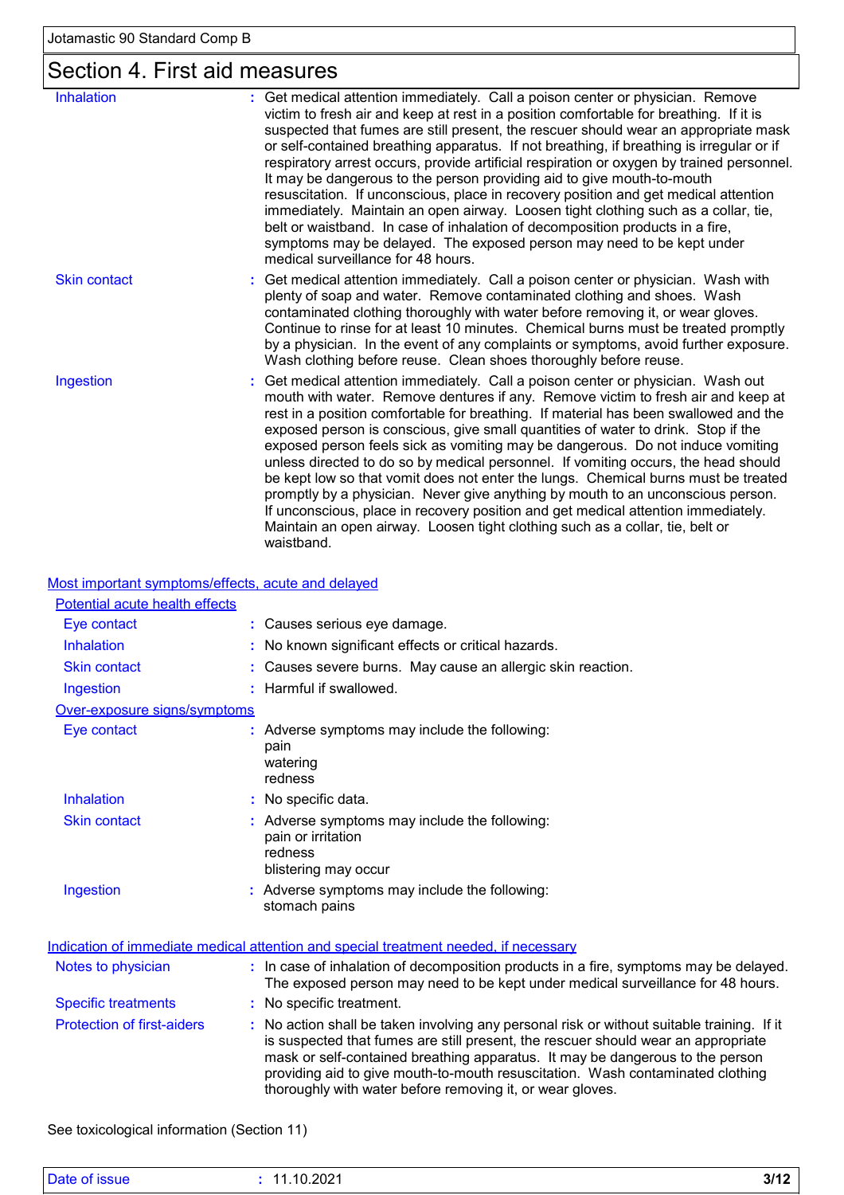## Section 4. First aid measures

| | | |
|---|---|---|
| Inhalation | : | Get medical attention immediately. Call a poison center or physician. Remove victim to fresh air and keep at rest in a position comfortable for breathing. If it is suspected that fumes are still present, the rescuer should wear an appropriate mask or self-contained breathing apparatus. If not breathing, if breathing is irregular or if respiratory arrest occurs, provide artificial respiration or oxygen by trained personnel. It may be dangerous to the person providing aid to give mouth-to-mouth resuscitation. If unconscious, place in recovery position and get medical attention immediately. Maintain an open airway. Loosen tight clothing such as a collar, tie, belt or waistband. In case of inhalation of decomposition products in a fire, symptoms may be delayed. The exposed person may need to be kept under medical surveillance for 48 hours. |
| Skin contact | : | Get medical attention immediately. Call a poison center or physician. Wash with plenty of soap and water. Remove contaminated clothing and shoes. Wash contaminated clothing thoroughly with water before removing it, or wear gloves. Continue to rinse for at least 10 minutes. Chemical burns must be treated promptly by a physician. In the event of any complaints or symptoms, avoid further exposure. Wash clothing before reuse. Clean shoes thoroughly before reuse. |
| Ingestion | : | Get medical attention immediately. Call a poison center or physician. Wash out mouth with water. Remove dentures if any. Remove victim to fresh air and keep at rest in a position comfortable for breathing. If material has been swallowed and the exposed person is conscious, give small quantities of water to drink. Stop if the exposed person feels sick as vomiting may be dangerous. Do not induce vomiting unless directed to do so by medical personnel. If vomiting occurs, the head should be kept low so that vomit does not enter the lungs. Chemical burns must be treated promptly by a physician. Never give anything by mouth to an unconscious person. If unconscious, place in recovery position and get medical attention immediately. Maintain an open airway. Loosen tight clothing such as a collar, tie, belt or waistband. |

### Most important symptoms/effects, acute and delayed

**Potential acute health effects**

| | | |
|---|---|---|
| Eye contact | : | Causes serious eye damage. |
| Inhalation | : | No known significant effects or critical hazards. |
| Skin contact | : | Causes severe burns. May cause an allergic skin reaction. |
| Ingestion | : | Harmful if swallowed. |

**Over-exposure signs/symptoms**

| | | |
|---|---|---|
| Eye contact | : | Adverse symptoms may include the following:<br>pain<br>watering<br>redness |
| Inhalation | : | No specific data. |
| Skin contact | : | Adverse symptoms may include the following:<br>pain or irritation<br>redness<br>blistering may occur |
| Ingestion | : | Adverse symptoms may include the following:<br>stomach pains |

### Indication of immediate medical attention and special treatment needed, if necessary

| | | |
|---|---|---|
| Notes to physician | : | In case of inhalation of decomposition products in a fire, symptoms may be delayed. The exposed person may need to be kept under medical surveillance for 48 hours. |
| Specific treatments | : | No specific treatment. |
| Protection of first-aiders | : | No action shall be taken involving any personal risk or without suitable training. If it is suspected that fumes are still present, the rescuer should wear an appropriate mask or self-contained breathing apparatus. It may be dangerous to the person providing aid to give mouth-to-mouth resuscitation. Wash contaminated clothing thoroughly with water before removing it, or wear gloves. |

See toxicological information (Section 11)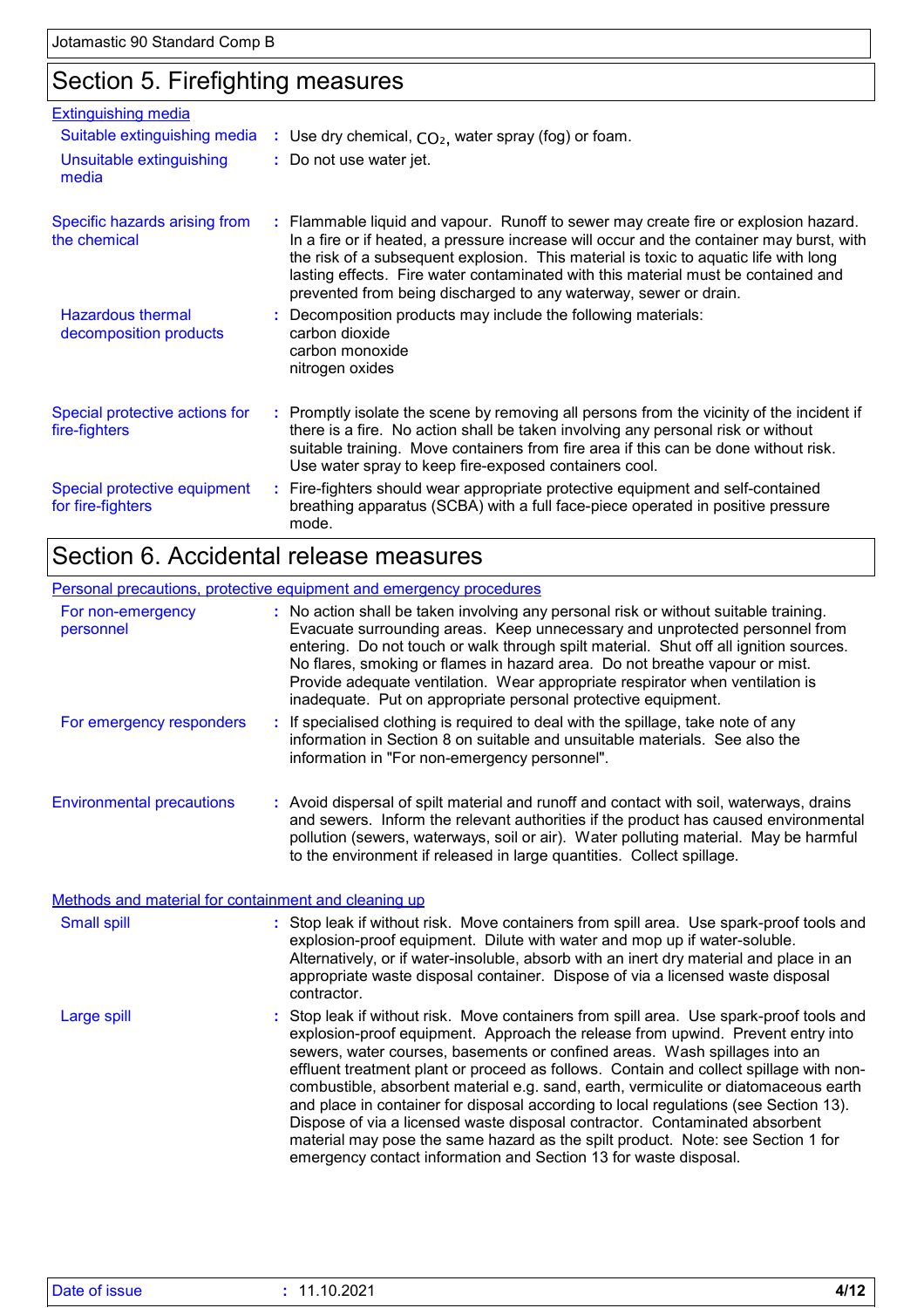## Section 5. Firefighting measures

### Extinguishing media

**Suitable extinguishing media** : Use dry chemical, $CO_2$, water spray (fog) or foam.

**Unsuitable extinguishing media** : Do not use water jet.

**Specific hazards arising from the chemical** : Flammable liquid and vapour. Runoff to sewer may create fire or explosion hazard. In a fire or if heated, a pressure increase will occur and the container may burst, with the risk of a subsequent explosion. This material is toxic to aquatic life with long lasting effects. Fire water contaminated with this material must be contained and prevented from being discharged to any waterway, sewer or drain.

**Hazardous thermal decomposition products** : Decomposition products may include the following materials:
carbon dioxide
carbon monoxide
nitrogen oxides

**Special protective actions for fire-fighters** : Promptly isolate the scene by removing all persons from the vicinity of the incident if there is a fire. No action shall be taken involving any personal risk or without suitable training. Move containers from fire area if this can be done without risk. Use water spray to keep fire-exposed containers cool.

**Special protective equipment for fire-fighters** : Fire-fighters should wear appropriate protective equipment and self-contained breathing apparatus (SCBA) with a full face-piece operated in positive pressure mode.

## Section 6. Accidental release measures

### Personal precautions, protective equipment and emergency procedures

**For non-emergency personnel** : No action shall be taken involving any personal risk or without suitable training. Evacuate surrounding areas. Keep unnecessary and unprotected personnel from entering. Do not touch or walk through spilt material. Shut off all ignition sources. No flares, smoking or flames in hazard area. Do not breathe vapour or mist. Provide adequate ventilation. Wear appropriate respirator when ventilation is inadequate. Put on appropriate personal protective equipment.

**For emergency responders** : If specialised clothing is required to deal with the spillage, take note of any information in Section 8 on suitable and unsuitable materials. See also the information in "For non-emergency personnel".

**Environmental precautions** : Avoid dispersal of spilt material and runoff and contact with soil, waterways, drains and sewers. Inform the relevant authorities if the product has caused environmental pollution (sewers, waterways, soil or air). Water polluting material. May be harmful to the environment if released in large quantities. Collect spillage.

### Methods and material for containment and cleaning up

**Small spill** : Stop leak if without risk. Move containers from spill area. Use spark-proof tools and explosion-proof equipment. Dilute with water and mop up if water-soluble. Alternatively, or if water-insoluble, absorb with an inert dry material and place in an appropriate waste disposal container. Dispose of via a licensed waste disposal contractor.

**Large spill** : Stop leak if without risk. Move containers from spill area. Use spark-proof tools and explosion-proof equipment. Approach the release from upwind. Prevent entry into sewers, water courses, basements or confined areas. Wash spillages into an effluent treatment plant or proceed as follows. Contain and collect spillage with non-combustible, absorbent material e.g. sand, earth, vermiculite or diatomaceous earth and place in container for disposal according to local regulations (see Section 13). Dispose of via a licensed waste disposal contractor. Contaminated absorbent material may pose the same hazard as the spilt product. Note: see Section 1 for emergency contact information and Section 13 for waste disposal.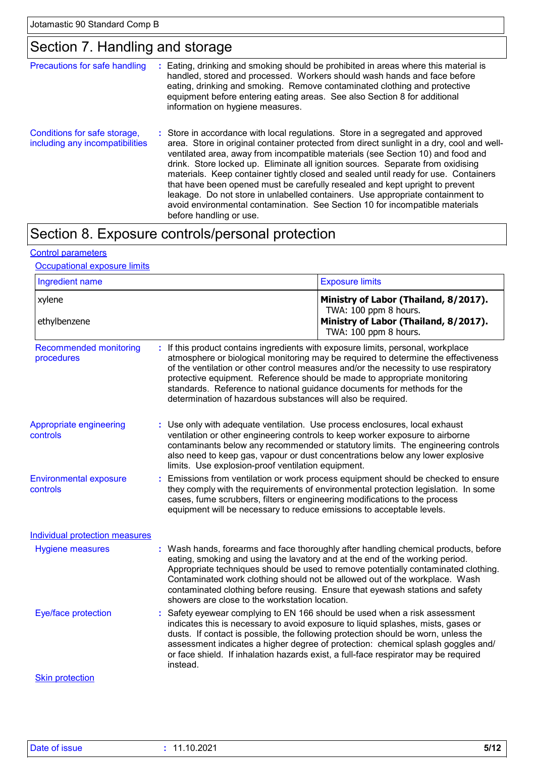## Section 7. Handling and storage

**Precautions for safe handling** : Eating, drinking and smoking should be prohibited in areas where this material is handled, stored and processed. Workers should wash hands and face before eating, drinking and smoking. Remove contaminated clothing and protective equipment before entering eating areas. See also Section 8 for additional information on hygiene measures.

**Conditions for safe storage, including any incompatibilities** : Store in accordance with local regulations. Store in a segregated and approved area. Store in original container protected from direct sunlight in a dry, cool and well-ventilated area, away from incompatible materials (see Section 10) and food and drink. Store locked up. Eliminate all ignition sources. Separate from oxidising materials. Keep container tightly closed and sealed until ready for use. Containers that have been opened must be carefully resealed and kept upright to prevent leakage. Do not store in unlabelled containers. Use appropriate containment to avoid environmental contamination. See Section 10 for incompatible materials before handling or use.

## Section 8. Exposure controls/personal protection

### Control parameters

#### Occupational exposure limits

| Ingredient name | Exposure limits |
|---|---|
| xylene | **Ministry of Labor (Thailand, 8/2017).** TWA: 100 ppm 8 hours. |
| ethylbenzene | **Ministry of Labor (Thailand, 8/2017).** TWA: 100 ppm 8 hours. |

**Recommended monitoring procedures** : If this product contains ingredients with exposure limits, personal, workplace atmosphere or biological monitoring may be required to determine the effectiveness of the ventilation or other control measures and/or the necessity to use respiratory protective equipment. Reference should be made to appropriate monitoring standards. Reference to national guidance documents for methods for the determination of hazardous substances will also be required.

**Appropriate engineering controls** : Use only with adequate ventilation. Use process enclosures, local exhaust ventilation or other engineering controls to keep worker exposure to airborne contaminants below any recommended or statutory limits. The engineering controls also need to keep gas, vapour or dust concentrations below any lower explosive limits. Use explosion-proof ventilation equipment.

**Environmental exposure controls** : Emissions from ventilation or work process equipment should be checked to ensure they comply with the requirements of environmental protection legislation. In some cases, fume scrubbers, filters or engineering modifications to the process equipment will be necessary to reduce emissions to acceptable levels.

### Individual protection measures

**Hygiene measures** : Wash hands, forearms and face thoroughly after handling chemical products, before eating, smoking and using the lavatory and at the end of the working period. Appropriate techniques should be used to remove potentially contaminated clothing. Contaminated work clothing should not be allowed out of the workplace. Wash contaminated clothing before reusing. Ensure that eyewash stations and safety showers are close to the workstation location.

**Eye/face protection** : Safety eyewear complying to EN 166 should be used when a risk assessment indicates this is necessary to avoid exposure to liquid splashes, mists, gases or dusts. If contact is possible, the following protection should be worn, unless the assessment indicates a higher degree of protection: chemical splash goggles and/or face shield. If inhalation hazards exist, a full-face respirator may be required instead.

#### Skin protection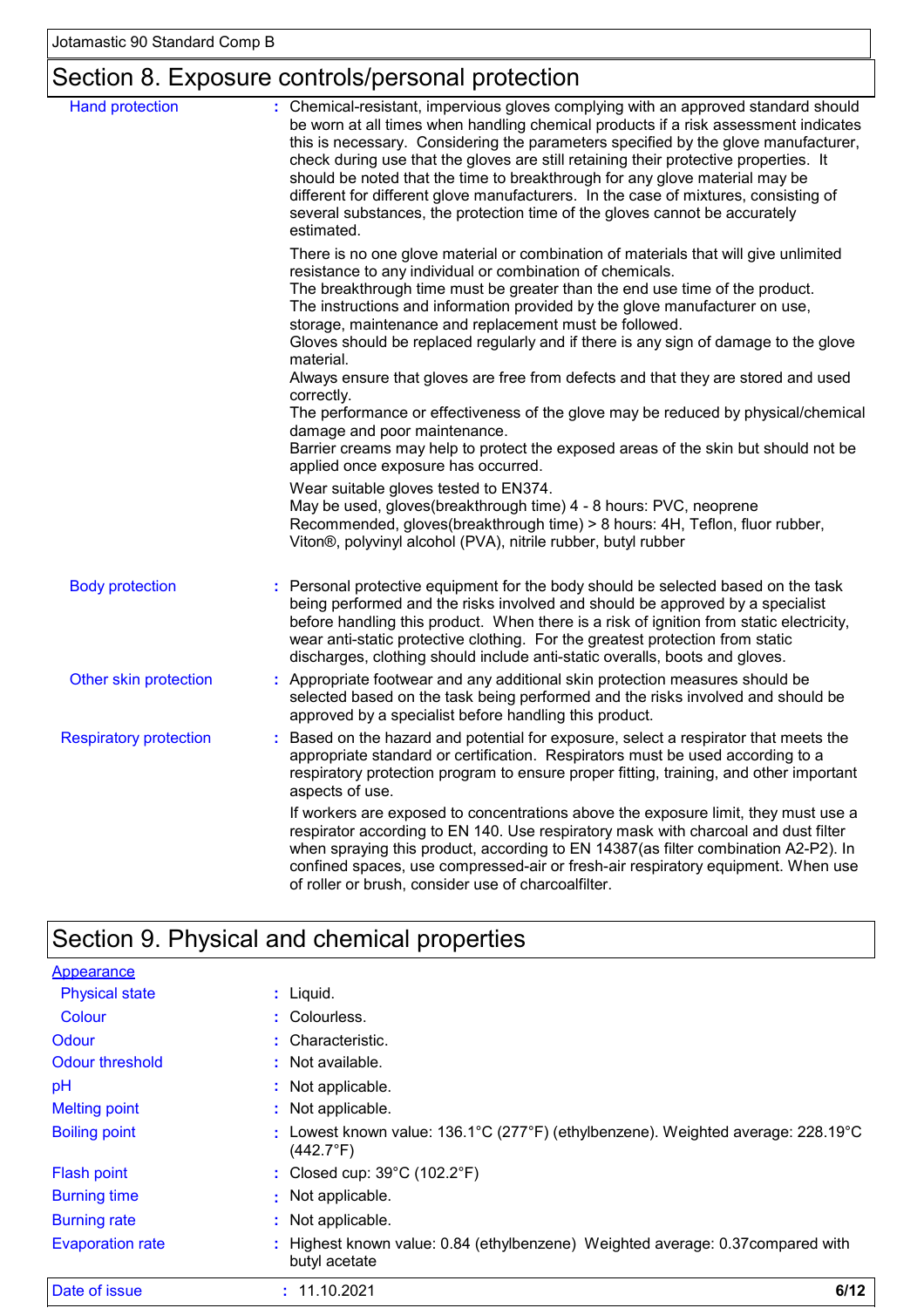## Section 8. Exposure controls/personal protection

**Hand protection** : Chemical-resistant, impervious gloves complying with an approved standard should be worn at all times when handling chemical products if a risk assessment indicates this is necessary. Considering the parameters specified by the glove manufacturer, check during use that the gloves are still retaining their protective properties. It should be noted that the time to breakthrough for any glove material may be different for different glove manufacturers. In the case of mixtures, consisting of several substances, the protection time of the gloves cannot be accurately estimated.

There is no one glove material or combination of materials that will give unlimited resistance to any individual or combination of chemicals.
The breakthrough time must be greater than the end use time of the product.
The instructions and information provided by the glove manufacturer on use, storage, maintenance and replacement must be followed.
Gloves should be replaced regularly and if there is any sign of damage to the glove material.
Always ensure that gloves are free from defects and that they are stored and used correctly.
The performance or effectiveness of the glove may be reduced by physical/chemical damage and poor maintenance.
Barrier creams may help to protect the exposed areas of the skin but should not be applied once exposure has occurred.

Wear suitable gloves tested to EN374.
May be used, gloves(breakthrough time) 4 - 8 hours: PVC, neoprene
Recommended, gloves(breakthrough time) > 8 hours: 4H, Teflon, fluor rubber, Viton®, polyvinyl alcohol (PVA), nitrile rubber, butyl rubber

**Body protection** : Personal protective equipment for the body should be selected based on the task being performed and the risks involved and should be approved by a specialist before handling this product. When there is a risk of ignition from static electricity, wear anti-static protective clothing. For the greatest protection from static discharges, clothing should include anti-static overalls, boots and gloves.

**Other skin protection** : Appropriate footwear and any additional skin protection measures should be selected based on the task being performed and the risks involved and should be approved by a specialist before handling this product.

**Respiratory protection** : Based on the hazard and potential for exposure, select a respirator that meets the appropriate standard or certification. Respirators must be used according to a respiratory protection program to ensure proper fitting, training, and other important aspects of use.

If workers are exposed to concentrations above the exposure limit, they must use a respirator according to EN 140. Use respiratory mask with charcoal and dust filter when spraying this product, according to EN 14387(as filter combination A2-P2). In confined spaces, use compressed-air or fresh-air respiratory equipment. When use of roller or brush, consider use of charcoalfilter.

## Section 9. Physical and chemical properties

**Appearance**

| | |
|---|---|
| Physical state | : Liquid. |
| Colour | : Colourless. |
| Odour | : Characteristic. |
| Odour threshold | : Not available. |
| pH | : Not applicable. |
| Melting point | : Not applicable. |
| Boiling point | : Lowest known value: 136.1°C (277°F) (ethylbenzene). Weighted average: 228.19°C (442.7°F) |
| Flash point | : Closed cup: 39°C (102.2°F) |
| Burning time | : Not applicable. |
| Burning rate | : Not applicable. |
| Evaporation rate | : Highest known value: 0.84 (ethylbenzene) Weighted average: 0.37compared with butyl acetate |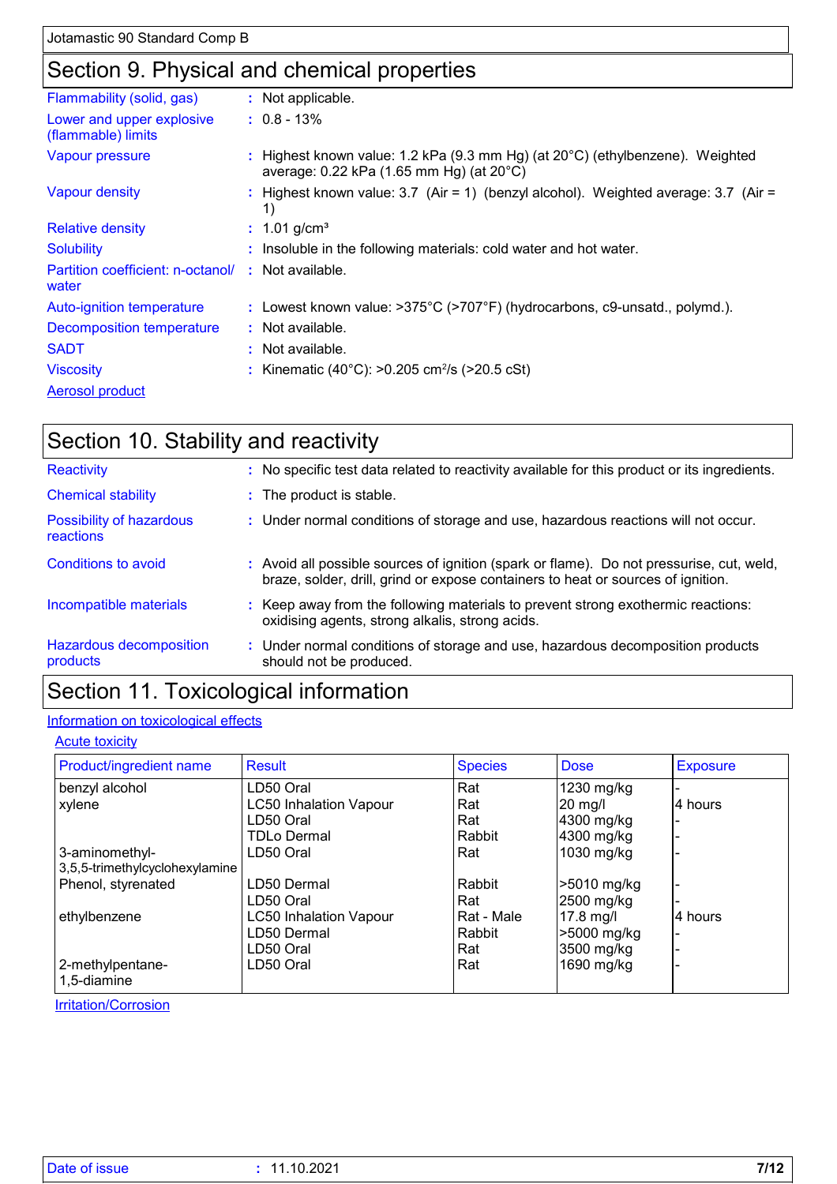## Section 9. Physical and chemical properties

| | | |
|---|---|---|
| Flammability (solid, gas) | : | Not applicable. |
| Lower and upper explosive (flammable) limits | : | 0.8 - 13% |
| Vapour pressure | : | Highest known value: 1.2 kPa (9.3 mm Hg) (at 20°C) (ethylbenzene). Weighted average: 0.22 kPa (1.65 mm Hg) (at 20°C) |
| Vapour density | : | Highest known value: 3.7 (Air = 1) (benzyl alcohol). Weighted average: 3.7 (Air = 1) |
| Relative density | : | 1.01 g/cm³ |
| Solubility | : | Insoluble in the following materials: cold water and hot water. |
| Partition coefficient: n-octanol/ water | : | Not available. |
| Auto-ignition temperature | : | Lowest known value: >375°C (>707°F) (hydrocarbons, c9-unsatd., polymd.). |
| Decomposition temperature | : | Not available. |
| SADT | : | Not available. |
| Viscosity | : | Kinematic (40°C): >0.205 cm²/s (>20.5 cSt) |

Aerosol product

## Section 10. Stability and reactivity

| | | |
|---|---|---|
| Reactivity | : | No specific test data related to reactivity available for this product or its ingredients. |
| Chemical stability | : | The product is stable. |
| Possibility of hazardous reactions | : | Under normal conditions of storage and use, hazardous reactions will not occur. |
| Conditions to avoid | : | Avoid all possible sources of ignition (spark or flame). Do not pressurise, cut, weld, braze, solder, drill, grind or expose containers to heat or sources of ignition. |
| Incompatible materials | : | Keep away from the following materials to prevent strong exothermic reactions: oxidising agents, strong alkalis, strong acids. |
| Hazardous decomposition products | : | Under normal conditions of storage and use, hazardous decomposition products should not be produced. |

## Section 11. Toxicological information

Information on toxicological effects

Acute toxicity

| Product/ingredient name | Result | Species | Dose | Exposure |
|---|---|---|---|---|
| benzyl alcohol | LD50 Oral | Rat | 1230 mg/kg | - |
| xylene | LC50 Inhalation Vapour | Rat | 20 mg/l | 4 hours |
| | LD50 Oral | Rat | 4300 mg/kg | - |
| | TDLo Dermal | Rabbit | 4300 mg/kg | - |
| 3-aminomethyl-3,5,5-trimethylcyclohexylamine | LD50 Oral | Rat | 1030 mg/kg | - |
| Phenol, styrenated | LD50 Dermal | Rabbit | >5010 mg/kg | - |
| | LD50 Oral | Rat | 2500 mg/kg | - |
| ethylbenzene | LC50 Inhalation Vapour | Rat - Male | 17.8 mg/l | 4 hours |
| | LD50 Dermal | Rabbit | >5000 mg/kg | - |
| | LD50 Oral | Rat | 3500 mg/kg | - |
| 2-methylpentane-1,5-diamine | LD50 Oral | Rat | 1690 mg/kg | - |

Irritation/Corrosion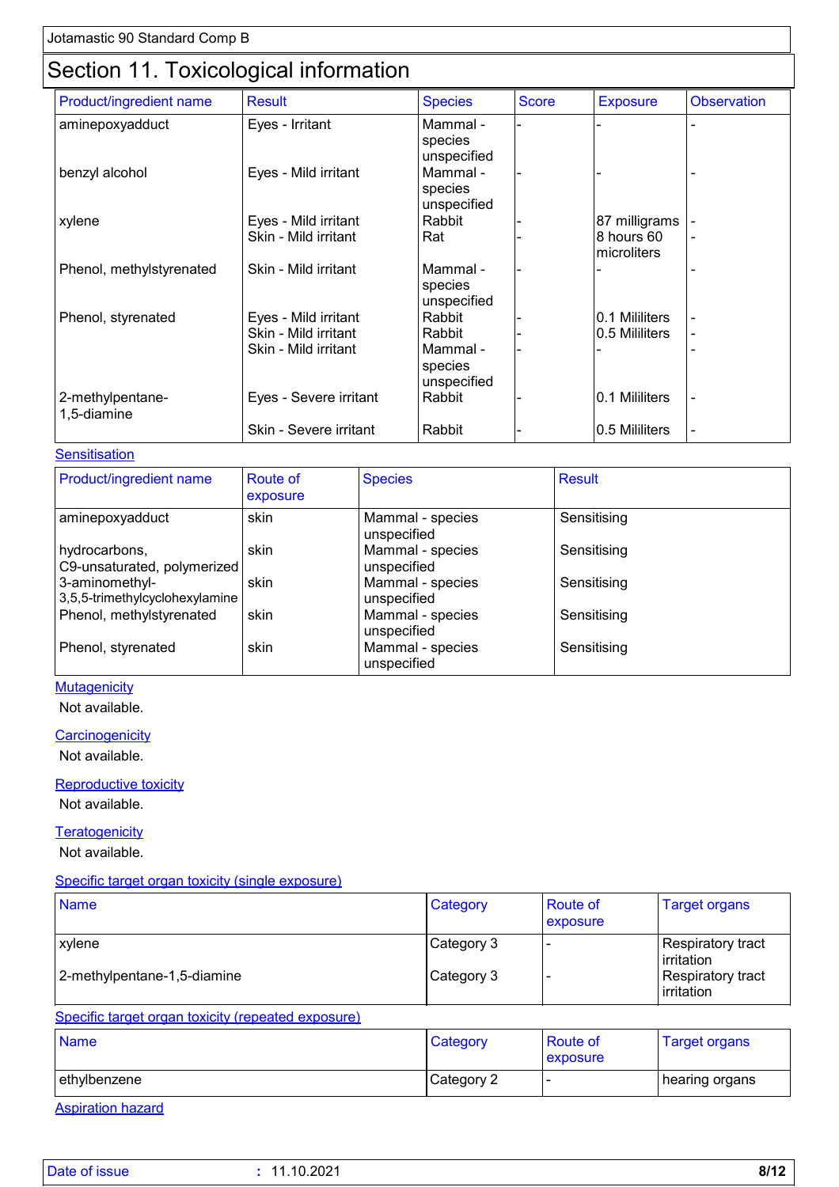## Section 11. Toxicological information

| Product/ingredient name | Result | Species | Score | Exposure | Observation |
|---|---|---|---|---|---|
| aminepoxyadduct | Eyes - Irritant | Mammal - species unspecified | - | - | - |
| benzyl alcohol | Eyes - Mild irritant | Mammal - species unspecified | - | - | - |
| xylene | Eyes - Mild irritant | Rabbit | - | 87 milligrams | - |
| | Skin - Mild irritant | Rat | - | 8 hours 60 microliters | - |
| Phenol, methylstyrenated | Skin - Mild irritant | Mammal - species unspecified | - | - | - |
| Phenol, styrenated | Eyes - Mild irritant | Rabbit | - | 0.1 Mililiters | - |
| | Skin - Mild irritant | Rabbit | - | 0.5 Mililiters | - |
| | Skin - Mild irritant | Mammal - species unspecified | - | - | - |
| 2-methylpentane-1,5-diamine | Eyes - Severe irritant | Rabbit | - | 0.1 Mililiters | - |
| | Skin - Severe irritant | Rabbit | - | 0.5 Mililiters | - |

Sensitisation

| Product/ingredient name | Route of exposure | Species | Result |
|---|---|---|---|
| aminepoxyadduct | skin | Mammal - species unspecified | Sensitising |
| hydrocarbons, C9-unsaturated, polymerized | skin | Mammal - species unspecified | Sensitising |
| 3-aminomethyl-3,5,5-trimethylcyclohexylamine | skin | Mammal - species unspecified | Sensitising |
| Phenol, methylstyrenated | skin | Mammal - species unspecified | Sensitising |
| Phenol, styrenated | skin | Mammal - species unspecified | Sensitising |

Mutagenicity

Not available.

Carcinogenicity

Not available.

Reproductive toxicity

Not available.

Teratogenicity

Not available.

Specific target organ toxicity (single exposure)

| Name | Category | Route of exposure | Target organs |
|---|---|---|---|
| xylene | Category 3 | - | Respiratory tract irritation |
| 2-methylpentane-1,5-diamine | Category 3 | - | Respiratory tract irritation |

Specific target organ toxicity (repeated exposure)

| Name | Category | Route of exposure | Target organs |
|---|---|---|---|
| ethylbenzene | Category 2 | - | hearing organs |

Aspiration hazard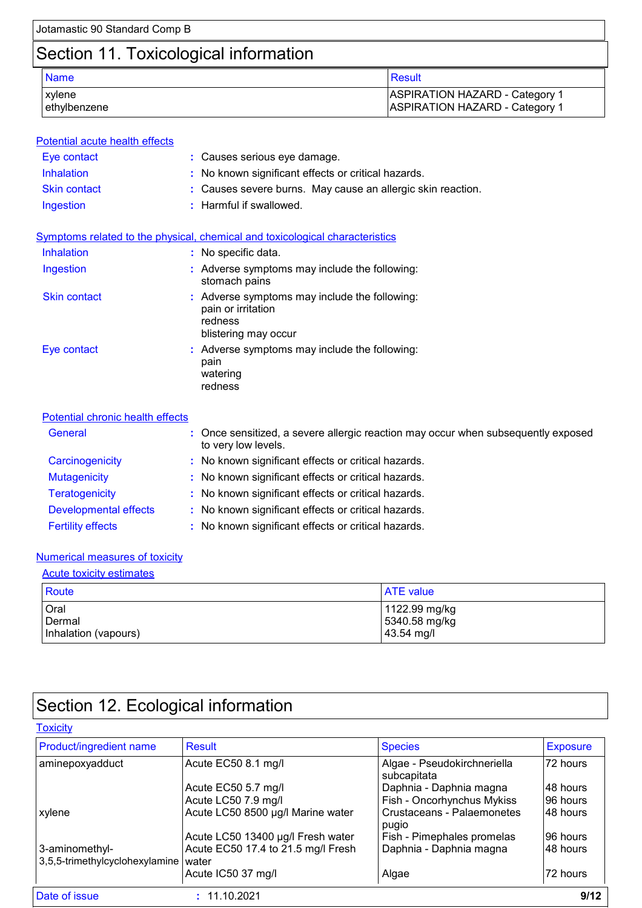## Section 11. Toxicological information

| Name | Result |
|---|---|
| xylene | ASPIRATION HAZARD - Category 1 |
| ethylbenzene | ASPIRATION HAZARD - Category 1 |

### Potential acute health effects

- **Eye contact** : Causes serious eye damage.
- **Inhalation** : No known significant effects or critical hazards.
- **Skin contact** : Causes severe burns. May cause an allergic skin reaction.
- **Ingestion** : Harmful if swallowed.

### Symptoms related to the physical, chemical and toxicological characteristics

- **Inhalation** : No specific data.
- **Ingestion** : Adverse symptoms may include the following:
  stomach pains
- **Skin contact** : Adverse symptoms may include the following:
  pain or irritation
  redness
  blistering may occur
- **Eye contact** : Adverse symptoms may include the following:
  pain
  watering
  redness

### Potential chronic health effects

- **General** : Once sensitized, a severe allergic reaction may occur when subsequently exposed to very low levels.
- **Carcinogenicity** : No known significant effects or critical hazards.
- **Mutagenicity** : No known significant effects or critical hazards.
- **Teratogenicity** : No known significant effects or critical hazards.
- **Developmental effects** : No known significant effects or critical hazards.
- **Fertility effects** : No known significant effects or critical hazards.

### Numerical measures of toxicity

#### Acute toxicity estimates

| Route | ATE value |
|---|---|
| Oral | 1122.99 mg/kg |
| Dermal | 5340.58 mg/kg |
| Inhalation (vapours) | 43.54 mg/l |

## Section 12. Ecological information

### Toxicity

| Product/ingredient name | Result | Species | Exposure |
|---|---|---|---|
| aminepoxyadduct | Acute EC50 8.1 mg/l | Algae - Pseudokirchneriella subcapitata | 72 hours |
| | Acute EC50 5.7 mg/l | Daphnia - Daphnia magna | 48 hours |
| | Acute LC50 7.9 mg/l | Fish - Oncorhynchus Mykiss | 96 hours |
| xylene | Acute LC50 8500 µg/l Marine water | Crustaceans - Palaemonetes pugio | 48 hours |
| | Acute LC50 13400 µg/l Fresh water | Fish - Pimephales promelas | 96 hours |
| 3-aminomethyl-3,5,5-trimethylcyclohexylamine | Acute EC50 17.4 to 21.5 mg/l Fresh water | Daphnia - Daphnia magna | 48 hours |
| | Acute IC50 37 mg/l | Algae | 72 hours |

Date of issue : 11.10.2021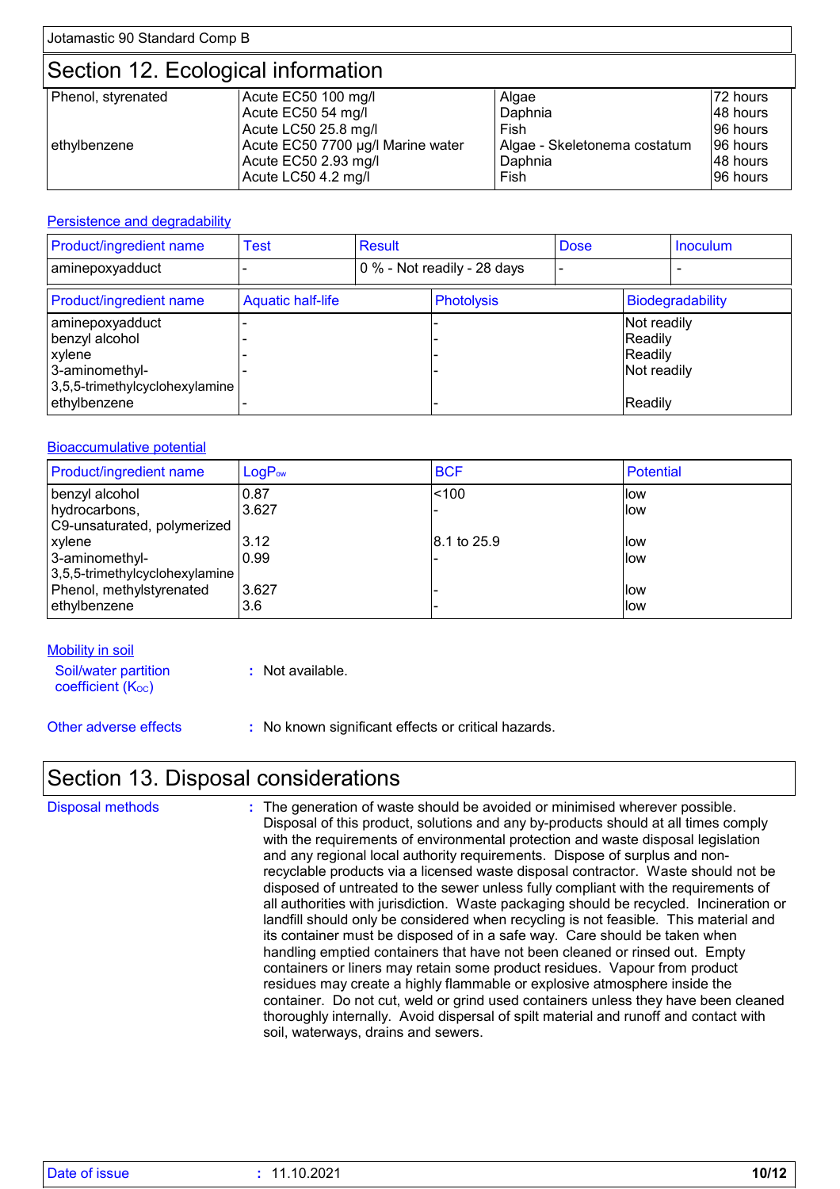## Section 12. Ecological information

| | | | |
|---|---|---|---|
| Phenol, styrenated | Acute EC50 100 mg/l | Algae | 72 hours |
| | Acute EC50 54 mg/l | Daphnia | 48 hours |
| | Acute LC50 25.8 mg/l | Fish | 96 hours |
| ethylbenzene | Acute EC50 7700 µg/l Marine water | Algae - Skeletonema costatum | 96 hours |
| | Acute EC50 2.93 mg/l | Daphnia | 48 hours |
| | Acute LC50 4.2 mg/l | Fish | 96 hours |

### Persistence and degradability

| Product/ingredient name | Test | Result | Dose | Inoculum |
|---|---|---|---|---|
| aminepoxyadduct | - | 0 % - Not readily - 28 days | - | - |

| Product/ingredient name | Aquatic half-life | Photolysis | Biodegradability |
|---|---|---|---|
| aminepoxyadduct | - | - | Not readily |
| benzyl alcohol | - | - | Readily |
| xylene | - | - | Readily |
| 3-aminomethyl-3,5,5-trimethylcyclohexylamine | - | - | Not readily |
| ethylbenzene | - | - | Readily |

### Bioaccumulative potential

| Product/ingredient name | $LogP_{ow}$ | BCF | Potential |
|---|---|---|---|
| benzyl alcohol | 0.87 | <100 | low |
| hydrocarbons, C9-unsaturated, polymerized | 3.627 | - | low |
| xylene | 3.12 | 8.1 to 25.9 | low |
| 3-aminomethyl-3,5,5-trimethylcyclohexylamine | 0.99 | - | low |
| Phenol, methylstyrenated | 3.627 | - | low |
| ethylbenzene | 3.6 | - | low |

### Mobility in soil

Soil/water partition coefficient ($K_{OC}$) : Not available.

Other adverse effects : No known significant effects or critical hazards.

## Section 13. Disposal considerations

**Disposal methods** : The generation of waste should be avoided or minimised wherever possible. Disposal of this product, solutions and any by-products should at all times comply with the requirements of environmental protection and waste disposal legislation and any regional local authority requirements. Dispose of surplus and non-recyclable products via a licensed waste disposal contractor. Waste should not be disposed of untreated to the sewer unless fully compliant with the requirements of all authorities with jurisdiction. Waste packaging should be recycled. Incineration or landfill should only be considered when recycling is not feasible. This material and its container must be disposed of in a safe way. Care should be taken when handling emptied containers that have not been cleaned or rinsed out. Empty containers or liners may retain some product residues. Vapour from product residues may create a highly flammable or explosive atmosphere inside the container. Do not cut, weld or grind used containers unless they have been cleaned thoroughly internally. Avoid dispersal of spilt material and runoff and contact with soil, waterways, drains and sewers.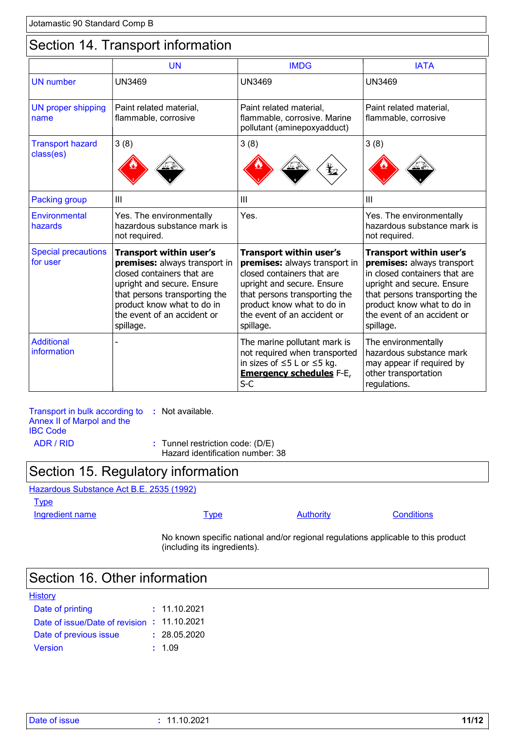Jotamastic 90 Standard Comp B

## Section 14. Transport information

| | UN | IMDG | IATA |
|---|---|---|---|
| UN number | UN3469 | UN3469 | UN3469 |
| UN proper shipping name | Paint related material, flammable, corrosive | Paint related material, flammable, corrosive. Marine pollutant (aminepoxyadduct) | Paint related material, flammable, corrosive |
| Transport hazard class(es) | 3 (8) | 3 (8) | 3 (8) |
| Packing group | III | III | III |
| Environmental hazards | Yes. The environmentally hazardous substance mark is not required. | Yes. | Yes. The environmentally hazardous substance mark is not required. |
| Special precautions for user | **Transport within user's premises:** always transport in closed containers that are upright and secure. Ensure that persons transporting the product know what to do in the event of an accident or spillage. | **Transport within user's premises:** always transport in closed containers that are upright and secure. Ensure that persons transporting the product know what to do in the event of an accident or spillage. | **Transport within user's premises:** always transport in closed containers that are upright and secure. Ensure that persons transporting the product know what to do in the event of an accident or spillage. |
| Additional information | - | The marine pollutant mark is not required when transported in sizes of ≤5 L or ≤5 kg. **Emergency schedules** F-E, S-C | The environmentally hazardous substance mark may appear if required by other transportation regulations. |

Transport in bulk according to Annex II of Marpol and the IBC Code : Not available.

ADR / RID : Tunnel restriction code: (D/E)
Hazard identification number: 38

## Section 15. Regulatory information

Hazardous Substance Act B.E. 2535 (1992)

Type

| Ingredient name | Type | Authority | Conditions |
|---|---|---|---|

No known specific national and/or regional regulations applicable to this product (including its ingredients).

## Section 16. Other information

History

Date of printing : 11.10.2021
Date of issue/Date of revision : 11.10.2021
Date of previous issue : 28.05.2020
Version : 1.09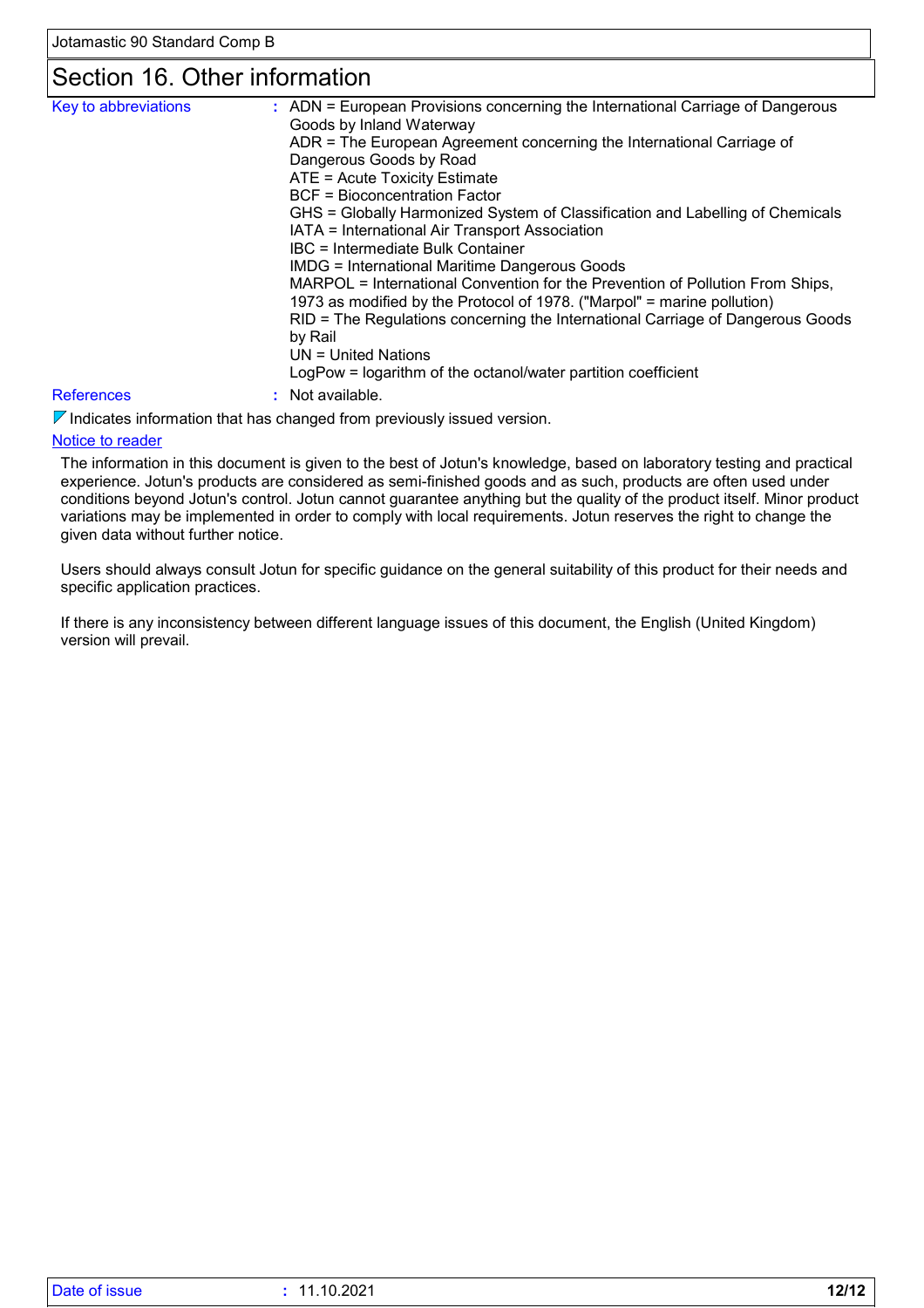## Section 16. Other information

**Key to abbreviations** : ADN = European Provisions concerning the International Carriage of Dangerous Goods by Inland Waterway
ADR = The European Agreement concerning the International Carriage of Dangerous Goods by Road
ATE = Acute Toxicity Estimate
BCF = Bioconcentration Factor
GHS = Globally Harmonized System of Classification and Labelling of Chemicals
IATA = International Air Transport Association
IBC = Intermediate Bulk Container
IMDG = International Maritime Dangerous Goods
MARPOL = International Convention for the Prevention of Pollution From Ships, 1973 as modified by the Protocol of 1978. ("Marpol" = marine pollution)
RID = The Regulations concerning the International Carriage of Dangerous Goods by Rail
UN = United Nations
LogPow = logarithm of the octanol/water partition coefficient

**References** : Not available.

Indicates information that has changed from previously issued version.

**Notice to reader**

The information in this document is given to the best of Jotun's knowledge, based on laboratory testing and practical experience. Jotun's products are considered as semi-finished goods and as such, products are often used under conditions beyond Jotun's control. Jotun cannot guarantee anything but the quality of the product itself. Minor product variations may be implemented in order to comply with local requirements. Jotun reserves the right to change the given data without further notice.

Users should always consult Jotun for specific guidance on the general suitability of this product for their needs and specific application practices.

If there is any inconsistency between different language issues of this document, the English (United Kingdom) version will prevail.